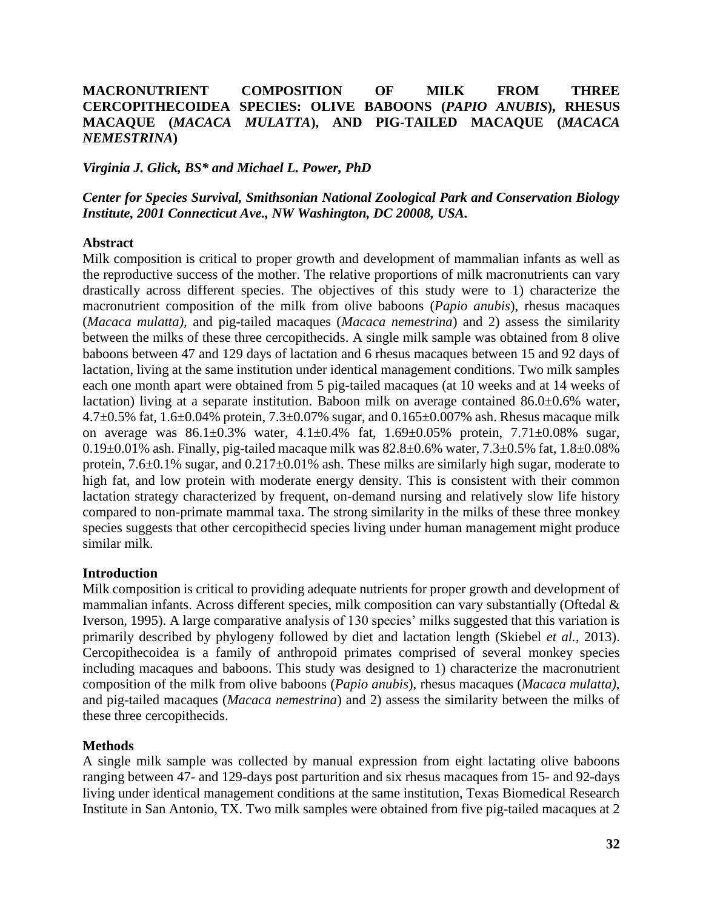# MACRONUTRIENT COMPOSITION OF MILK FROM THREE CERCOPITHECOIDEA SPECIES: OLIVE BABOONS (*PAPIO ANUBIS*), RHESUS MACAQUE (*MACACA MULATTA*), AND PIG-TAILED MACAQUE (*MACACA NEMESTRINA*)

***Virginia J. Glick, BS\* and Michael L. Power, PhD***

***Center for Species Survival, Smithsonian National Zoological Park and Conservation Biology Institute, 2001 Connecticut Ave., NW Washington, DC 20008, USA.***

## Abstract

Milk composition is critical to proper growth and development of mammalian infants as well as the reproductive success of the mother. The relative proportions of milk macronutrients can vary drastically across different species. The objectives of this study were to 1) characterize the macronutrient composition of the milk from olive baboons (*Papio anubis*), rhesus macaques (*Macaca mulatta),* and pig-tailed macaques (*Macaca nemestrina*) and 2) assess the similarity between the milks of these three cercopithecids. A single milk sample was obtained from 8 olive baboons between 47 and 129 days of lactation and 6 rhesus macaques between 15 and 92 days of lactation, living at the same institution under identical management conditions. Two milk samples each one month apart were obtained from 5 pig-tailed macaques (at 10 weeks and at 14 weeks of lactation) living at a separate institution. Baboon milk on average contained 86.0±0.6% water, 4.7±0.5% fat, 1.6±0.04% protein, 7.3±0.07% sugar, and 0.165±0.007% ash. Rhesus macaque milk on average was 86.1±0.3% water, 4.1±0.4% fat, 1.69±0.05% protein, 7.71±0.08% sugar, 0.19±0.01% ash. Finally, pig-tailed macaque milk was 82.8±0.6% water, 7.3±0.5% fat, 1.8±0.08% protein, 7.6±0.1% sugar, and 0.217±0.01% ash. These milks are similarly high sugar, moderate to high fat, and low protein with moderate energy density. This is consistent with their common lactation strategy characterized by frequent, on-demand nursing and relatively slow life history compared to non-primate mammal taxa. The strong similarity in the milks of these three monkey species suggests that other cercopithecid species living under human management might produce similar milk.

## Introduction

Milk composition is critical to providing adequate nutrients for proper growth and development of mammalian infants. Across different species, milk composition can vary substantially (Oftedal & Iverson, 1995). A large comparative analysis of 130 species' milks suggested that this variation is primarily described by phylogeny followed by diet and lactation length (Skiebel *et al.*, 2013). Cercopithecoidea is a family of anthropoid primates comprised of several monkey species including macaques and baboons. This study was designed to 1) characterize the macronutrient composition of the milk from olive baboons (*Papio anubis*), rhesus macaques (*Macaca mulatta),* and pig-tailed macaques (*Macaca nemestrina*) and 2) assess the similarity between the milks of these three cercopithecids.

## Methods

A single milk sample was collected by manual expression from eight lactating olive baboons ranging between 47- and 129-days post parturition and six rhesus macaques from 15- and 92-days living under identical management conditions at the same institution, Texas Biomedical Research Institute in San Antonio, TX. Two milk samples were obtained from five pig-tailed macaques at 2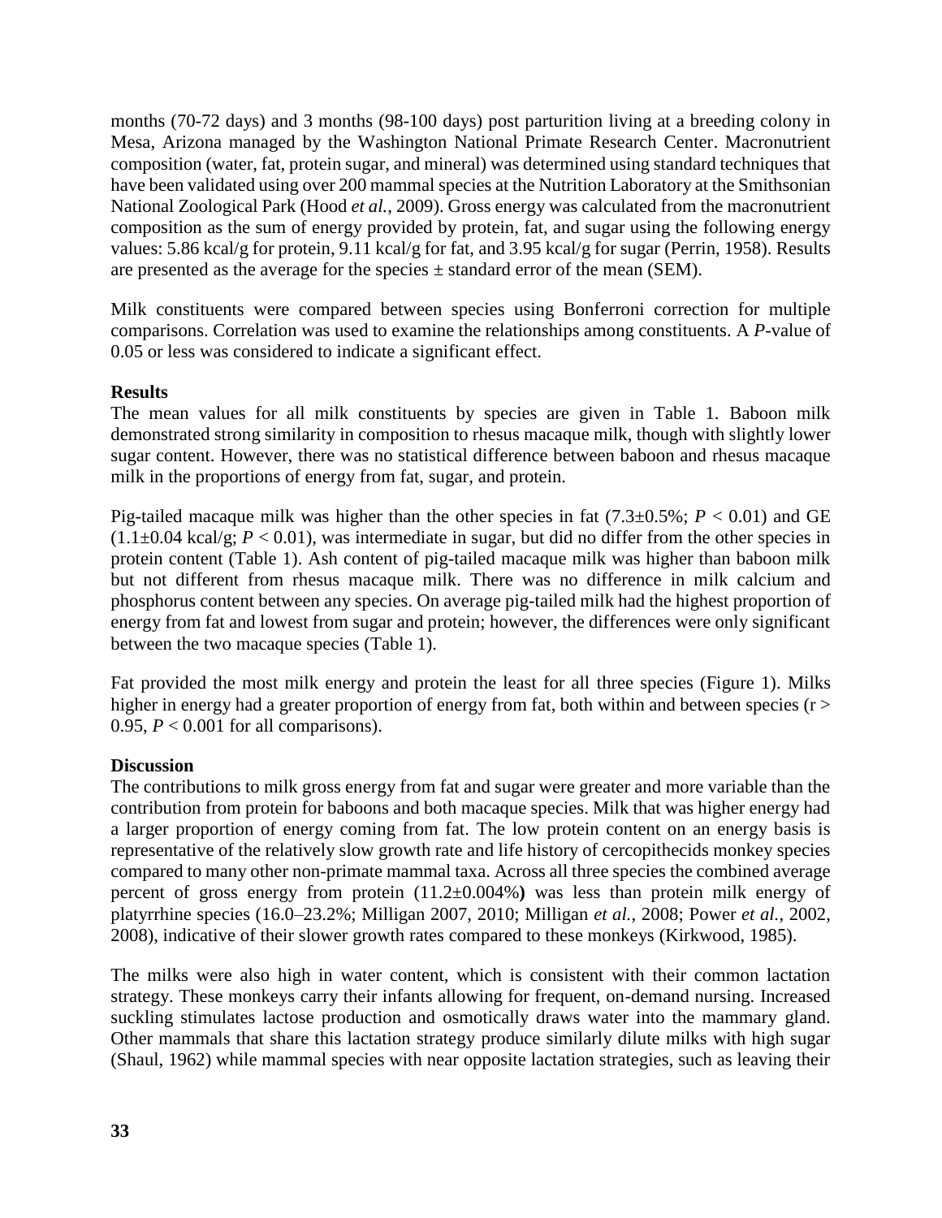months (70-72 days) and 3 months (98-100 days) post parturition living at a breeding colony in Mesa, Arizona managed by the Washington National Primate Research Center. Macronutrient composition (water, fat, protein sugar, and mineral) was determined using standard techniques that have been validated using over 200 mammal species at the Nutrition Laboratory at the Smithsonian National Zoological Park (Hood *et al.*, 2009). Gross energy was calculated from the macronutrient composition as the sum of energy provided by protein, fat, and sugar using the following energy values: 5.86 kcal/g for protein, 9.11 kcal/g for fat, and 3.95 kcal/g for sugar (Perrin, 1958). Results are presented as the average for the species ± standard error of the mean (SEM).

Milk constituents were compared between species using Bonferroni correction for multiple comparisons. Correlation was used to examine the relationships among constituents. A *P*-value of 0.05 or less was considered to indicate a significant effect.

**Results**

The mean values for all milk constituents by species are given in Table 1. Baboon milk demonstrated strong similarity in composition to rhesus macaque milk, though with slightly lower sugar content. However, there was no statistical difference between baboon and rhesus macaque milk in the proportions of energy from fat, sugar, and protein.

Pig-tailed macaque milk was higher than the other species in fat (7.3±0.5%; $P < 0.01$) and GE (1.1±0.04 kcal/g; $P < 0.01$), was intermediate in sugar, but did no differ from the other species in protein content (Table 1). Ash content of pig-tailed macaque milk was higher than baboon milk but not different from rhesus macaque milk. There was no difference in milk calcium and phosphorus content between any species. On average pig-tailed milk had the highest proportion of energy from fat and lowest from sugar and protein; however, the differences were only significant between the two macaque species (Table 1).

Fat provided the most milk energy and protein the least for all three species (Figure 1). Milks higher in energy had a greater proportion of energy from fat, both within and between species ($r > 0.95$, $P < 0.001$ for all comparisons).

**Discussion**

The contributions to milk gross energy from fat and sugar were greater and more variable than the contribution from protein for baboons and both macaque species. Milk that was higher energy had a larger proportion of energy coming from fat. The low protein content on an energy basis is representative of the relatively slow growth rate and life history of cercopithecids monkey species compared to many other non-primate mammal taxa. Across all three species the combined average percent of gross energy from protein (11.2±0.004%**)** was less than protein milk energy of platyrrhine species (16.0–23.2%; Milligan 2007, 2010; Milligan *et al.*, 2008; Power *et al.*, 2002, 2008), indicative of their slower growth rates compared to these monkeys (Kirkwood, 1985).

The milks were also high in water content, which is consistent with their common lactation strategy. These monkeys carry their infants allowing for frequent, on-demand nursing. Increased suckling stimulates lactose production and osmotically draws water into the mammary gland. Other mammals that share this lactation strategy produce similarly dilute milks with high sugar (Shaul, 1962) while mammal species with near opposite lactation strategies, such as leaving their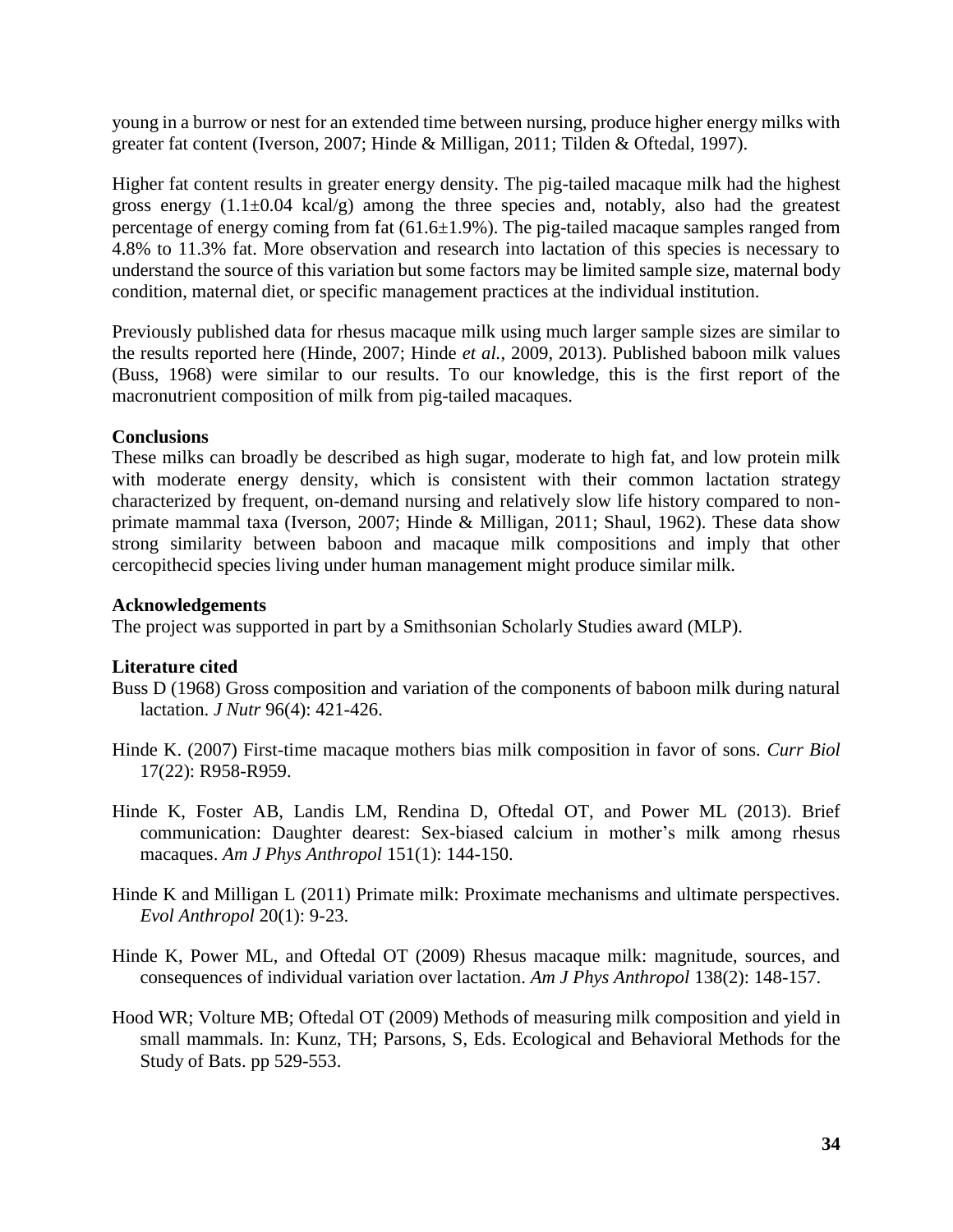young in a burrow or nest for an extended time between nursing, produce higher energy milks with greater fat content (Iverson, 2007; Hinde & Milligan, 2011; Tilden & Oftedal, 1997).

Higher fat content results in greater energy density. The pig-tailed macaque milk had the highest gross energy (1.1±0.04 kcal/g) among the three species and, notably, also had the greatest percentage of energy coming from fat (61.6±1.9%). The pig-tailed macaque samples ranged from 4.8% to 11.3% fat. More observation and research into lactation of this species is necessary to understand the source of this variation but some factors may be limited sample size, maternal body condition, maternal diet, or specific management practices at the individual institution.

Previously published data for rhesus macaque milk using much larger sample sizes are similar to the results reported here (Hinde, 2007; Hinde *et al.*, 2009, 2013). Published baboon milk values (Buss, 1968) were similar to our results. To our knowledge, this is the first report of the macronutrient composition of milk from pig-tailed macaques.

**Conclusions**

These milks can broadly be described as high sugar, moderate to high fat, and low protein milk with moderate energy density, which is consistent with their common lactation strategy characterized by frequent, on-demand nursing and relatively slow life history compared to non-primate mammal taxa (Iverson, 2007; Hinde & Milligan, 2011; Shaul, 1962). These data show strong similarity between baboon and macaque milk compositions and imply that other cercopithecid species living under human management might produce similar milk.

**Acknowledgements**

The project was supported in part by a Smithsonian Scholarly Studies award (MLP).

**Literature cited**

Buss D (1968) Gross composition and variation of the components of baboon milk during natural lactation. *J Nutr* 96(4): 421-426.

Hinde K. (2007) First-time macaque mothers bias milk composition in favor of sons. *Curr Biol* 17(22): R958-R959.

Hinde K, Foster AB, Landis LM, Rendina D, Oftedal OT, and Power ML (2013). Brief communication: Daughter dearest: Sex-biased calcium in mother's milk among rhesus macaques. *Am J Phys Anthropol* 151(1): 144-150.

Hinde K and Milligan L (2011) Primate milk: Proximate mechanisms and ultimate perspectives. *Evol Anthropol* 20(1): 9-23.

Hinde K, Power ML, and Oftedal OT (2009) Rhesus macaque milk: magnitude, sources, and consequences of individual variation over lactation. *Am J Phys Anthropol* 138(2): 148-157.

Hood WR; Volture MB; Oftedal OT (2009) Methods of measuring milk composition and yield in small mammals. In: Kunz, TH; Parsons, S, Eds. Ecological and Behavioral Methods for the Study of Bats. pp 529-553.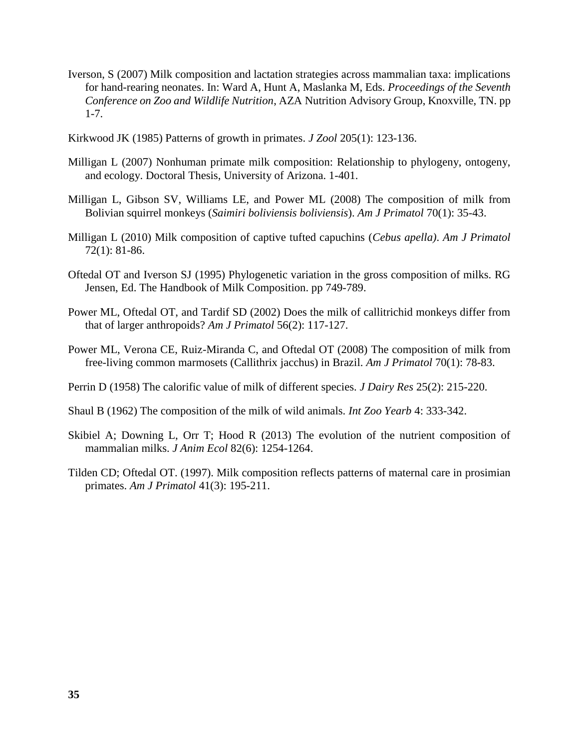Iverson, S (2007) Milk composition and lactation strategies across mammalian taxa: implications for hand-rearing neonates. In: Ward A, Hunt A, Maslanka M, Eds. *Proceedings of the Seventh Conference on Zoo and Wildlife Nutrition*, AZA Nutrition Advisory Group, Knoxville, TN. pp 1-7.

Kirkwood JK (1985) Patterns of growth in primates. *J Zool* 205(1): 123-136.

Milligan L (2007) Nonhuman primate milk composition: Relationship to phylogeny, ontogeny, and ecology. Doctoral Thesis, University of Arizona. 1-401.

Milligan L, Gibson SV, Williams LE, and Power ML (2008) The composition of milk from Bolivian squirrel monkeys (*Saimiri boliviensis boliviensis*). *Am J Primatol* 70(1): 35-43.

Milligan L (2010) Milk composition of captive tufted capuchins (*Cebus apella)*. *Am J Primatol* 72(1): 81-86.

Oftedal OT and Iverson SJ (1995) Phylogenetic variation in the gross composition of milks. RG Jensen, Ed. The Handbook of Milk Composition. pp 749-789.

Power ML, Oftedal OT, and Tardif SD (2002) Does the milk of callitrichid monkeys differ from that of larger anthropoids? *Am J Primatol* 56(2): 117-127.

Power ML, Verona CE, Ruiz-Miranda C, and Oftedal OT (2008) The composition of milk from free-living common marmosets (Callithrix jacchus) in Brazil. *Am J Primatol* 70(1): 78-83.

Perrin D (1958) The calorific value of milk of different species. *J Dairy Res* 25(2): 215-220.

Shaul B (1962) The composition of the milk of wild animals. *Int Zoo Yearb* 4: 333-342.

Skibiel A; Downing L, Orr T; Hood R (2013) The evolution of the nutrient composition of mammalian milks. *J Anim Ecol* 82(6): 1254-1264.

Tilden CD; Oftedal OT. (1997). Milk composition reflects patterns of maternal care in prosimian primates. *Am J Primatol* 41(3): 195-211.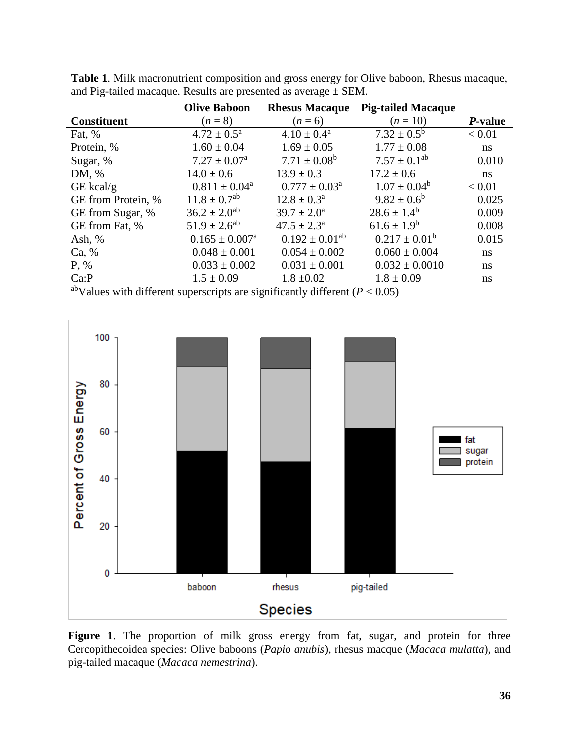**Table 1**. Milk macronutrient composition and gross energy for Olive baboon, Rhesus macaque, and Pig-tailed macaque. Results are presented as average ± SEM.

| Constituent | Olive Baboon ($n$ = 8) | Rhesus Macaque ($n$ = 6) | Pig-tailed Macaque ($n$ = 10) | $P$-value |
|---|---|---|---|---|
| Fat, % | 4.72 ± 0.5[a] | 4.10 ± 0.4[a] | 7.32 ± 0.5[b] | < 0.01 |
| Protein, % | 1.60 ± 0.04 | 1.69 ± 0.05 | 1.77 ± 0.08 | ns |
| Sugar, % | 7.27 ± 0.07[a] | 7.71 ± 0.08[b] | 7.57 ± 0.1[ab] | 0.010 |
| DM, % | 14.0 ± 0.6 | 13.9 ± 0.3 | 17.2 ± 0.6 | ns |
| GE kcal/g | 0.811 ± 0.04[a] | 0.777 ± 0.03[a] | 1.07 ± 0.04[b] | < 0.01 |
| GE from Protein, % | 11.8 ± 0.7[ab] | 12.8 ± 0.3[a] | 9.82 ± 0.6[b] | 0.025 |
| GE from Sugar, % | 36.2 ± 2.0[ab] | 39.7 ± 2.0[a] | 28.6 ± 1.4[b] | 0.009 |
| GE from Fat, % | 51.9 ± 2.6[ab] | 47.5 ± 2.3[a] | 61.6 ± 1.9[b] | 0.008 |
| Ash, % | 0.165 ± 0.007[a] | 0.192 ± 0.01[ab] | 0.217 ± 0.01[b] | 0.015 |
| Ca, % | 0.048 ± 0.001 | 0.054 ± 0.002 | 0.060 ± 0.004 | ns |
| P, % | 0.033 ± 0.002 | 0.031 ± 0.001 | 0.032 ± 0.0010 | ns |
| Ca:P | 1.5 ± 0.09 | 1.8 ±0.02 | 1.8 ± 0.09 | ns |

[ab]Values with different superscripts are significantly different ($P$ < 0.05)

Percent of Gross Energy

100
80
60
40
20
0

baboon
rhesus
pig-tailed

Species

fat
sugar
protein

**Figure 1**. The proportion of milk gross energy from fat, sugar, and protein for three Cercopithecoidea species: Olive baboons (*Papio anubis*), rhesus macque (*Macaca mulatta*), and pig-tailed macaque (*Macaca nemestrina*).